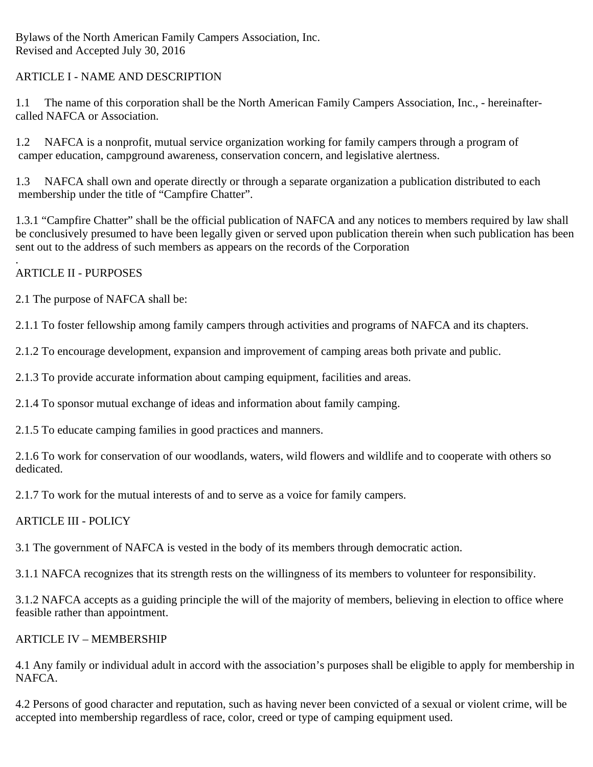Bylaws of the North American Family Campers Association, Inc.
Revised and Accepted July 30, 2016

## ARTICLE I - NAME AND DESCRIPTION

1.1 The name of this corporation shall be the North American Family Campers Association, Inc., - hereinafter-called NAFCA or Association.

1.2 NAFCA is a nonprofit, mutual service organization working for family campers through a program of camper education, campground awareness, conservation concern, and legislative alertness.

1.3 NAFCA shall own and operate directly or through a separate organization a publication distributed to each membership under the title of "Campfire Chatter".

1.3.1 "Campfire Chatter" shall be the official publication of NAFCA and any notices to members required by law shall be conclusively presumed to have been legally given or served upon publication therein when such publication has been sent out to the address of such members as appears on the records of the Corporation
.

## ARTICLE II - PURPOSES

2.1 The purpose of NAFCA shall be:

2.1.1 To foster fellowship among family campers through activities and programs of NAFCA and its chapters.

2.1.2 To encourage development, expansion and improvement of camping areas both private and public.

2.1.3 To provide accurate information about camping equipment, facilities and areas.

2.1.4 To sponsor mutual exchange of ideas and information about family camping.

2.1.5 To educate camping families in good practices and manners.

2.1.6 To work for conservation of our woodlands, waters, wild flowers and wildlife and to cooperate with others so dedicated.

2.1.7 To work for the mutual interests of and to serve as a voice for family campers.

## ARTICLE III - POLICY

3.1 The government of NAFCA is vested in the body of its members through democratic action.

3.1.1 NAFCA recognizes that its strength rests on the willingness of its members to volunteer for responsibility.

3.1.2 NAFCA accepts as a guiding principle the will of the majority of members, believing in election to office where feasible rather than appointment.

## ARTICLE IV – MEMBERSHIP

4.1 Any family or individual adult in accord with the association's purposes shall be eligible to apply for membership in NAFCA.

4.2 Persons of good character and reputation, such as having never been convicted of a sexual or violent crime, will be accepted into membership regardless of race, color, creed or type of camping equipment used.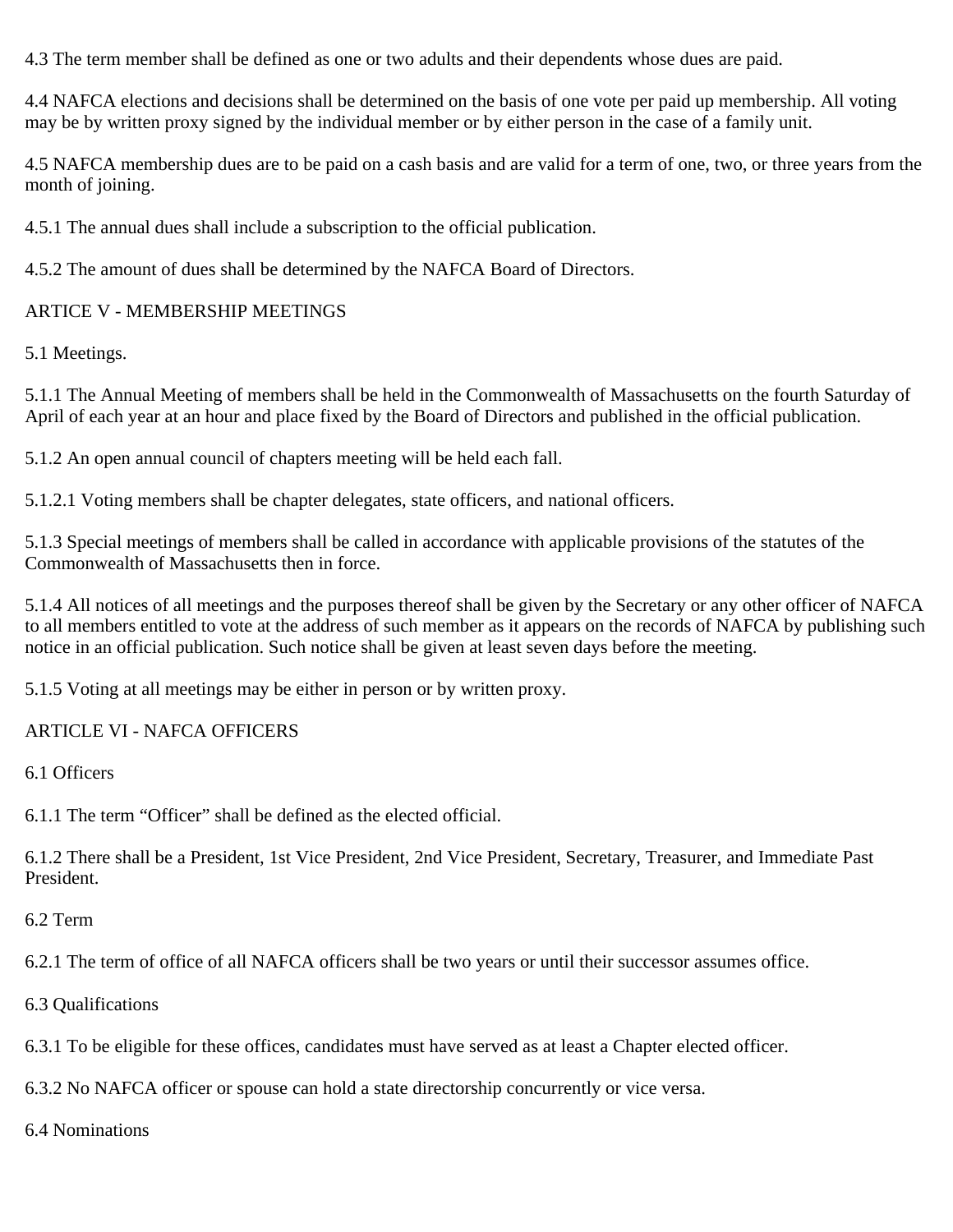4.3 The term member shall be defined as one or two adults and their dependents whose dues are paid.

4.4 NAFCA elections and decisions shall be determined on the basis of one vote per paid up membership. All voting may be by written proxy signed by the individual member or by either person in the case of a family unit.

4.5 NAFCA membership dues are to be paid on a cash basis and are valid for a term of one, two, or three years from the month of joining.

4.5.1 The annual dues shall include a subscription to the official publication.

4.5.2 The amount of dues shall be determined by the NAFCA Board of Directors.

## ARTICE V - MEMBERSHIP MEETINGS

5.1 Meetings.

5.1.1 The Annual Meeting of members shall be held in the Commonwealth of Massachusetts on the fourth Saturday of April of each year at an hour and place fixed by the Board of Directors and published in the official publication.

5.1.2 An open annual council of chapters meeting will be held each fall.

5.1.2.1 Voting members shall be chapter delegates, state officers, and national officers.

5.1.3 Special meetings of members shall be called in accordance with applicable provisions of the statutes of the Commonwealth of Massachusetts then in force.

5.1.4 All notices of all meetings and the purposes thereof shall be given by the Secretary or any other officer of NAFCA to all members entitled to vote at the address of such member as it appears on the records of NAFCA by publishing such notice in an official publication. Such notice shall be given at least seven days before the meeting.

5.1.5 Voting at all meetings may be either in person or by written proxy.

## ARTICLE VI - NAFCA OFFICERS

6.1 Officers

6.1.1 The term “Officer” shall be defined as the elected official.

6.1.2 There shall be a President, 1st Vice President, 2nd Vice President, Secretary, Treasurer, and Immediate Past President.

6.2 Term

6.2.1 The term of office of all NAFCA officers shall be two years or until their successor assumes office.

6.3 Qualifications

6.3.1 To be eligible for these offices, candidates must have served as at least a Chapter elected officer.

6.3.2 No NAFCA officer or spouse can hold a state directorship concurrently or vice versa.

6.4 Nominations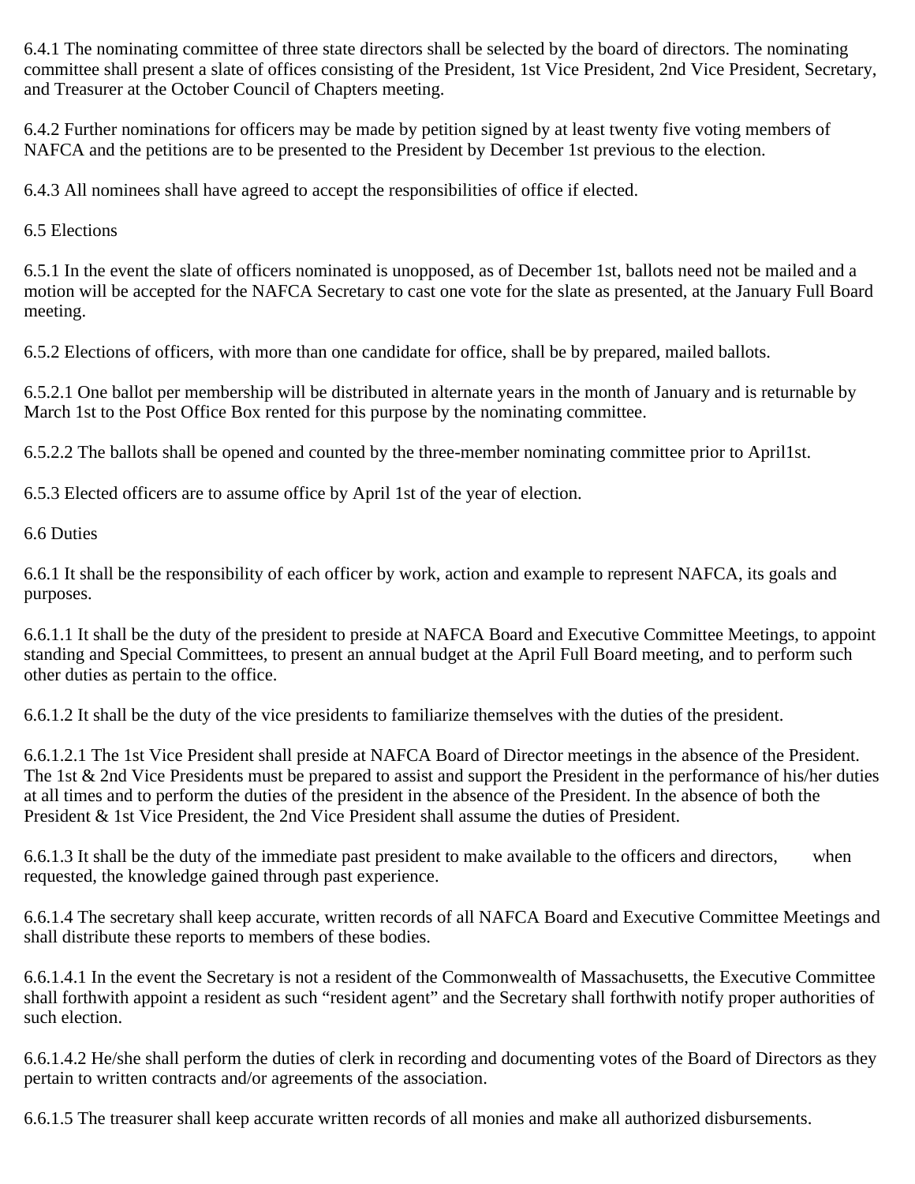6.4.1 The nominating committee of three state directors shall be selected by the board of directors. The nominating committee shall present a slate of offices consisting of the President, 1st Vice President, 2nd Vice President, Secretary, and Treasurer at the October Council of Chapters meeting.

6.4.2 Further nominations for officers may be made by petition signed by at least twenty five voting members of NAFCA and the petitions are to be presented to the President by December 1st previous to the election.

6.4.3 All nominees shall have agreed to accept the responsibilities of office if elected.

6.5 Elections

6.5.1 In the event the slate of officers nominated is unopposed, as of December 1st, ballots need not be mailed and a motion will be accepted for the NAFCA Secretary to cast one vote for the slate as presented, at the January Full Board meeting.

6.5.2 Elections of officers, with more than one candidate for office, shall be by prepared, mailed ballots.

6.5.2.1 One ballot per membership will be distributed in alternate years in the month of January and is returnable by March 1st to the Post Office Box rented for this purpose by the nominating committee.

6.5.2.2 The ballots shall be opened and counted by the three-member nominating committee prior to April1st.

6.5.3 Elected officers are to assume office by April 1st of the year of election.

6.6 Duties

6.6.1 It shall be the responsibility of each officer by work, action and example to represent NAFCA, its goals and purposes.

6.6.1.1 It shall be the duty of the president to preside at NAFCA Board and Executive Committee Meetings, to appoint standing and Special Committees, to present an annual budget at the April Full Board meeting, and to perform such other duties as pertain to the office.

6.6.1.2 It shall be the duty of the vice presidents to familiarize themselves with the duties of the president.

6.6.1.2.1 The 1st Vice President shall preside at NAFCA Board of Director meetings in the absence of the President. The 1st & 2nd Vice Presidents must be prepared to assist and support the President in the performance of his/her duties at all times and to perform the duties of the president in the absence of the President. In the absence of both the President & 1st Vice President, the 2nd Vice President shall assume the duties of President.

6.6.1.3 It shall be the duty of the immediate past president to make available to the officers and directors, when requested, the knowledge gained through past experience.

6.6.1.4 The secretary shall keep accurate, written records of all NAFCA Board and Executive Committee Meetings and shall distribute these reports to members of these bodies.

6.6.1.4.1 In the event the Secretary is not a resident of the Commonwealth of Massachusetts, the Executive Committee shall forthwith appoint a resident as such "resident agent" and the Secretary shall forthwith notify proper authorities of such election.

6.6.1.4.2 He/she shall perform the duties of clerk in recording and documenting votes of the Board of Directors as they pertain to written contracts and/or agreements of the association.

6.6.1.5 The treasurer shall keep accurate written records of all monies and make all authorized disbursements.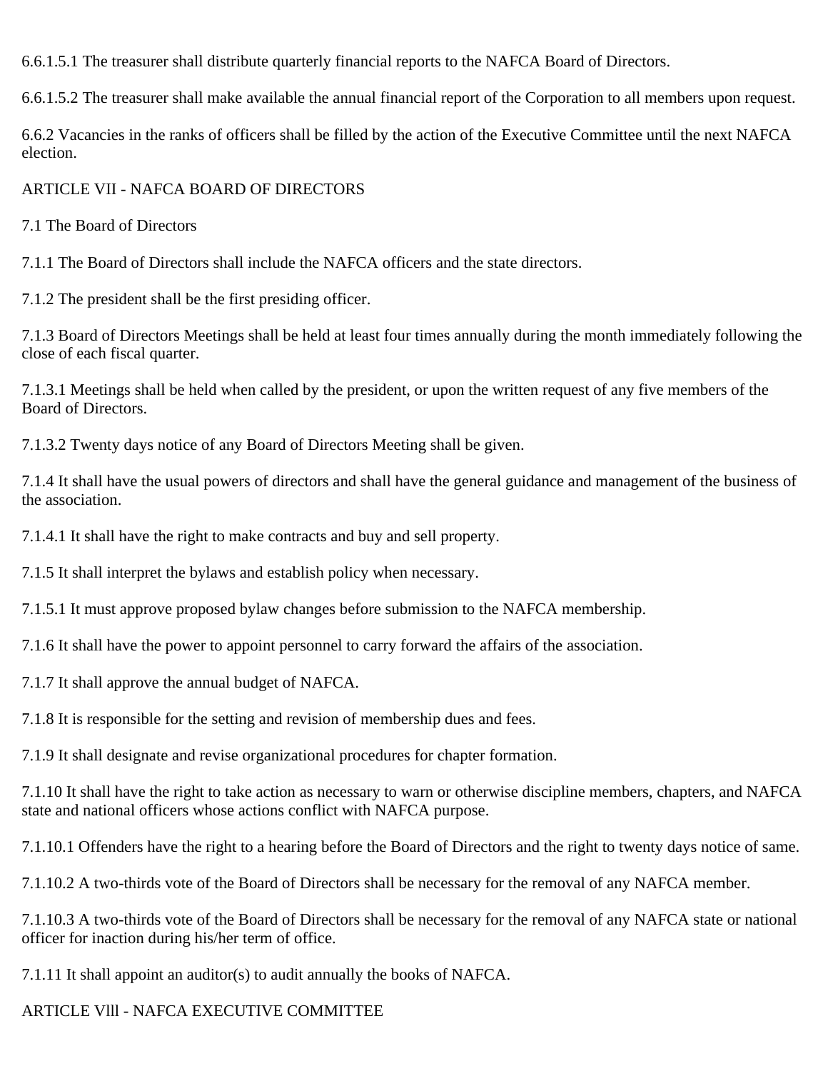6.6.1.5.1 The treasurer shall distribute quarterly financial reports to the NAFCA Board of Directors.

6.6.1.5.2 The treasurer shall make available the annual financial report of the Corporation to all members upon request.

6.6.2 Vacancies in the ranks of officers shall be filled by the action of the Executive Committee until the next NAFCA election.

## ARTICLE VII - NAFCA BOARD OF DIRECTORS

7.1 The Board of Directors

7.1.1 The Board of Directors shall include the NAFCA officers and the state directors.

7.1.2 The president shall be the first presiding officer.

7.1.3 Board of Directors Meetings shall be held at least four times annually during the month immediately following the close of each fiscal quarter.

7.1.3.1 Meetings shall be held when called by the president, or upon the written request of any five members of the Board of Directors.

7.1.3.2 Twenty days notice of any Board of Directors Meeting shall be given.

7.1.4 It shall have the usual powers of directors and shall have the general guidance and management of the business of the association.

7.1.4.1 It shall have the right to make contracts and buy and sell property.

7.1.5 It shall interpret the bylaws and establish policy when necessary.

7.1.5.1 It must approve proposed bylaw changes before submission to the NAFCA membership.

7.1.6 It shall have the power to appoint personnel to carry forward the affairs of the association.

7.1.7 It shall approve the annual budget of NAFCA.

7.1.8 It is responsible for the setting and revision of membership dues and fees.

7.1.9 It shall designate and revise organizational procedures for chapter formation.

7.1.10 It shall have the right to take action as necessary to warn or otherwise discipline members, chapters, and NAFCA state and national officers whose actions conflict with NAFCA purpose.

7.1.10.1 Offenders have the right to a hearing before the Board of Directors and the right to twenty days notice of same.

7.1.10.2 A two-thirds vote of the Board of Directors shall be necessary for the removal of any NAFCA member.

7.1.10.3 A two-thirds vote of the Board of Directors shall be necessary for the removal of any NAFCA state or national officer for inaction during his/her term of office.

7.1.11 It shall appoint an auditor(s) to audit annually the books of NAFCA.

## ARTICLE Vlll - NAFCA EXECUTIVE COMMITTEE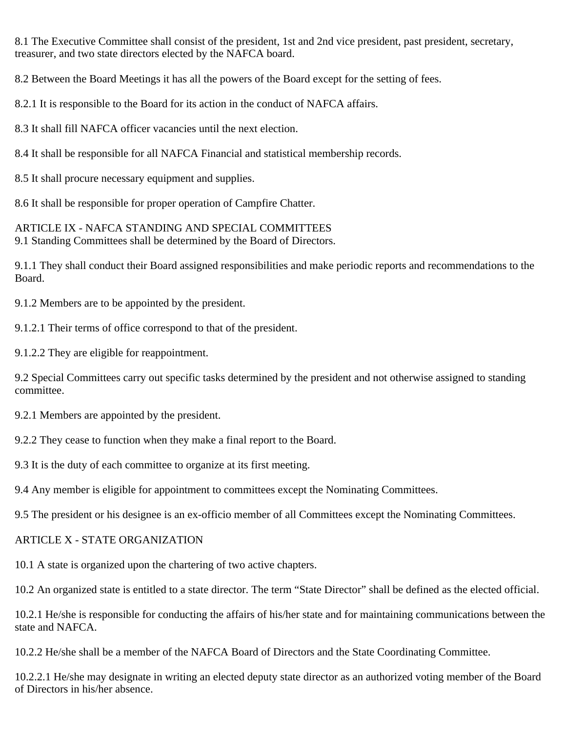8.1 The Executive Committee shall consist of the president, 1st and 2nd vice president, past president, secretary, treasurer, and two state directors elected by the NAFCA board.

8.2 Between the Board Meetings it has all the powers of the Board except for the setting of fees.

8.2.1 It is responsible to the Board for its action in the conduct of NAFCA affairs.

8.3 It shall fill NAFCA officer vacancies until the next election.

8.4 It shall be responsible for all NAFCA Financial and statistical membership records.

8.5 It shall procure necessary equipment and supplies.

8.6 It shall be responsible for proper operation of Campfire Chatter.

## ARTICLE IX - NAFCA STANDING AND SPECIAL COMMITTEES

9.1 Standing Committees shall be determined by the Board of Directors.

9.1.1 They shall conduct their Board assigned responsibilities and make periodic reports and recommendations to the Board.

9.1.2 Members are to be appointed by the president.

9.1.2.1 Their terms of office correspond to that of the president.

9.1.2.2 They are eligible for reappointment.

9.2 Special Committees carry out specific tasks determined by the president and not otherwise assigned to standing committee.

9.2.1 Members are appointed by the president.

9.2.2 They cease to function when they make a final report to the Board.

9.3 It is the duty of each committee to organize at its first meeting.

9.4 Any member is eligible for appointment to committees except the Nominating Committees.

9.5 The president or his designee is an ex-officio member of all Committees except the Nominating Committees.

## ARTICLE X - STATE ORGANIZATION

10.1 A state is organized upon the chartering of two active chapters.

10.2 An organized state is entitled to a state director. The term “State Director” shall be defined as the elected official.

10.2.1 He/she is responsible for conducting the affairs of his/her state and for maintaining communications between the state and NAFCA.

10.2.2 He/she shall be a member of the NAFCA Board of Directors and the State Coordinating Committee.

10.2.2.1 He/she may designate in writing an elected deputy state director as an authorized voting member of the Board of Directors in his/her absence.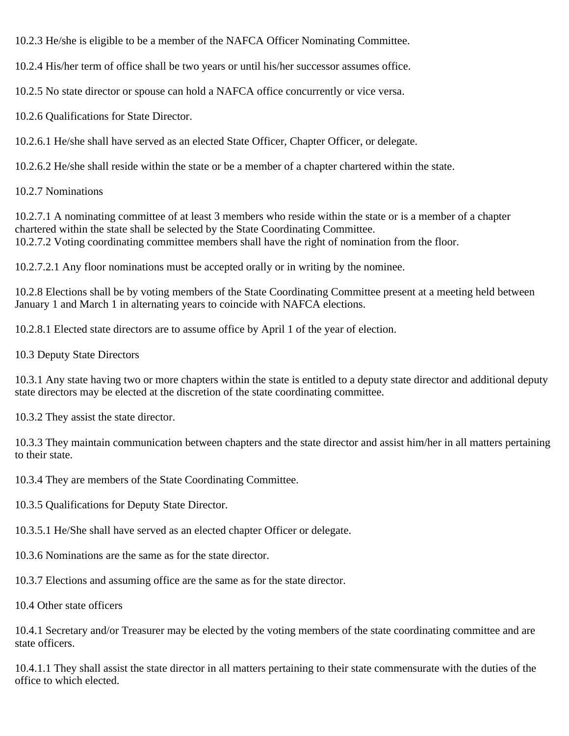10.2.3 He/she is eligible to be a member of the NAFCA Officer Nominating Committee.

10.2.4 His/her term of office shall be two years or until his/her successor assumes office.

10.2.5 No state director or spouse can hold a NAFCA office concurrently or vice versa.

10.2.6 Qualifications for State Director.

10.2.6.1 He/she shall have served as an elected State Officer, Chapter Officer, or delegate.

10.2.6.2 He/she shall reside within the state or be a member of a chapter chartered within the state.

10.2.7 Nominations

10.2.7.1 A nominating committee of at least 3 members who reside within the state or is a member of a chapter chartered within the state shall be selected by the State Coordinating Committee.
10.2.7.2 Voting coordinating committee members shall have the right of nomination from the floor.

10.2.7.2.1 Any floor nominations must be accepted orally or in writing by the nominee.

10.2.8 Elections shall be by voting members of the State Coordinating Committee present at a meeting held between January 1 and March 1 in alternating years to coincide with NAFCA elections.

10.2.8.1 Elected state directors are to assume office by April 1 of the year of election.

10.3 Deputy State Directors

10.3.1 Any state having two or more chapters within the state is entitled to a deputy state director and additional deputy state directors may be elected at the discretion of the state coordinating committee.

10.3.2 They assist the state director.

10.3.3 They maintain communication between chapters and the state director and assist him/her in all matters pertaining to their state.

10.3.4 They are members of the State Coordinating Committee.

10.3.5 Qualifications for Deputy State Director.

10.3.5.1 He/She shall have served as an elected chapter Officer or delegate.

10.3.6 Nominations are the same as for the state director.

10.3.7 Elections and assuming office are the same as for the state director.

10.4 Other state officers

10.4.1 Secretary and/or Treasurer may be elected by the voting members of the state coordinating committee and are state officers.

10.4.1.1 They shall assist the state director in all matters pertaining to their state commensurate with the duties of the office to which elected.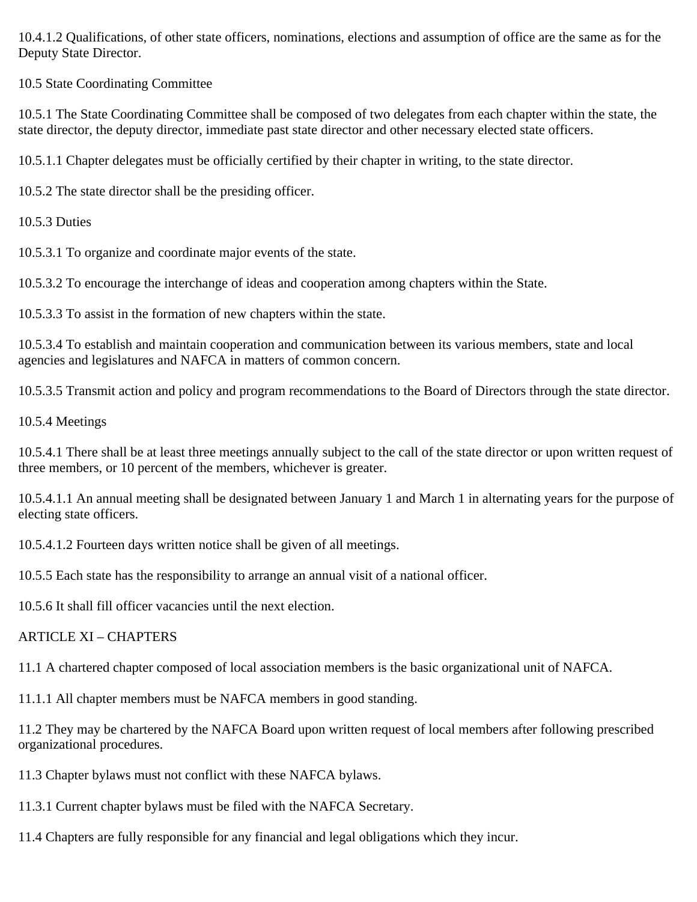10.4.1.2 Qualifications, of other state officers, nominations, elections and assumption of office are the same as for the Deputy State Director.

10.5 State Coordinating Committee

10.5.1 The State Coordinating Committee shall be composed of two delegates from each chapter within the state, the state director, the deputy director, immediate past state director and other necessary elected state officers.

10.5.1.1 Chapter delegates must be officially certified by their chapter in writing, to the state director.

10.5.2 The state director shall be the presiding officer.

10.5.3 Duties

10.5.3.1 To organize and coordinate major events of the state.

10.5.3.2 To encourage the interchange of ideas and cooperation among chapters within the State.

10.5.3.3 To assist in the formation of new chapters within the state.

10.5.3.4 To establish and maintain cooperation and communication between its various members, state and local agencies and legislatures and NAFCA in matters of common concern.

10.5.3.5 Transmit action and policy and program recommendations to the Board of Directors through the state director.

10.5.4 Meetings

10.5.4.1 There shall be at least three meetings annually subject to the call of the state director or upon written request of three members, or 10 percent of the members, whichever is greater.

10.5.4.1.1 An annual meeting shall be designated between January 1 and March 1 in alternating years for the purpose of electing state officers.

10.5.4.1.2 Fourteen days written notice shall be given of all meetings.

10.5.5 Each state has the responsibility to arrange an annual visit of a national officer.

10.5.6 It shall fill officer vacancies until the next election.

ARTICLE XI – CHAPTERS

11.1 A chartered chapter composed of local association members is the basic organizational unit of NAFCA.

11.1.1 All chapter members must be NAFCA members in good standing.

11.2 They may be chartered by the NAFCA Board upon written request of local members after following prescribed organizational procedures.

11.3 Chapter bylaws must not conflict with these NAFCA bylaws.

11.3.1 Current chapter bylaws must be filed with the NAFCA Secretary.

11.4 Chapters are fully responsible for any financial and legal obligations which they incur.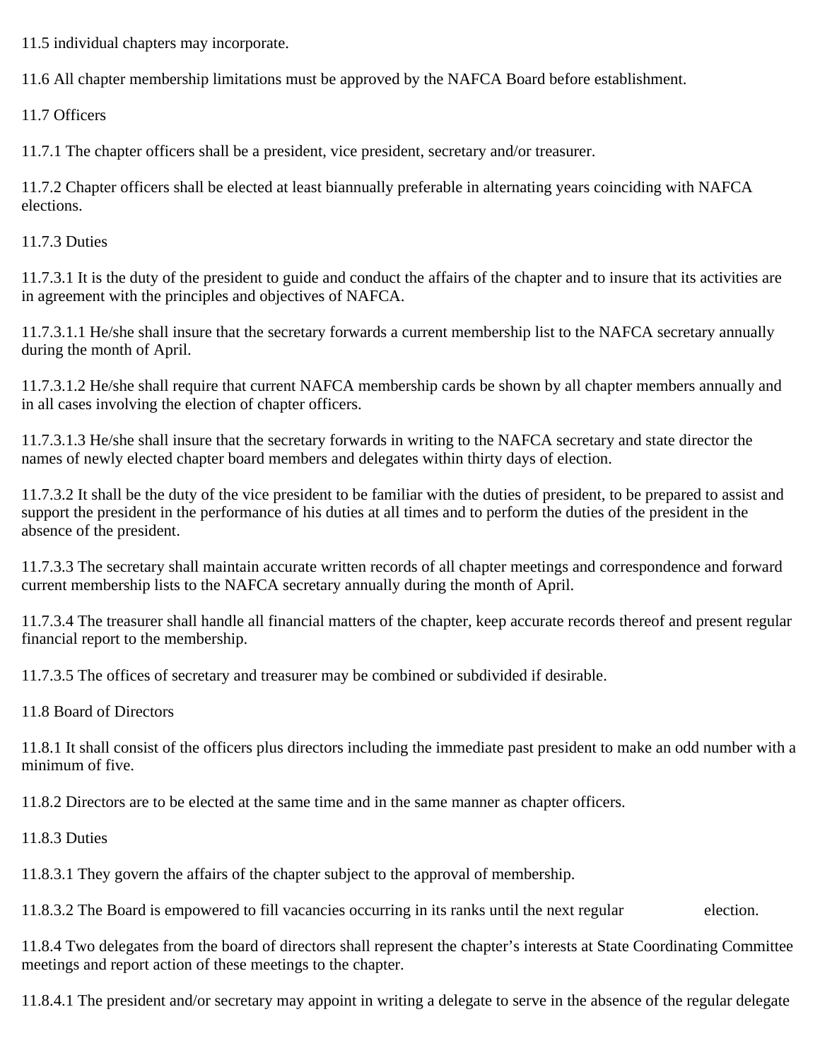11.5 individual chapters may incorporate.

11.6 All chapter membership limitations must be approved by the NAFCA Board before establishment.

11.7 Officers

11.7.1 The chapter officers shall be a president, vice president, secretary and/or treasurer.

11.7.2 Chapter officers shall be elected at least biannually preferable in alternating years coinciding with NAFCA elections.

11.7.3 Duties

11.7.3.1 It is the duty of the president to guide and conduct the affairs of the chapter and to insure that its activities are in agreement with the principles and objectives of NAFCA.

11.7.3.1.1 He/she shall insure that the secretary forwards a current membership list to the NAFCA secretary annually during the month of April.

11.7.3.1.2 He/she shall require that current NAFCA membership cards be shown by all chapter members annually and in all cases involving the election of chapter officers.

11.7.3.1.3 He/she shall insure that the secretary forwards in writing to the NAFCA secretary and state director the names of newly elected chapter board members and delegates within thirty days of election.

11.7.3.2 It shall be the duty of the vice president to be familiar with the duties of president, to be prepared to assist and support the president in the performance of his duties at all times and to perform the duties of the president in the absence of the president.

11.7.3.3 The secretary shall maintain accurate written records of all chapter meetings and correspondence and forward current membership lists to the NAFCA secretary annually during the month of April.

11.7.3.4 The treasurer shall handle all financial matters of the chapter, keep accurate records thereof and present regular financial report to the membership.

11.7.3.5 The offices of secretary and treasurer may be combined or subdivided if desirable.

11.8 Board of Directors

11.8.1 It shall consist of the officers plus directors including the immediate past president to make an odd number with a minimum of five.

11.8.2 Directors are to be elected at the same time and in the same manner as chapter officers.

11.8.3 Duties

11.8.3.1 They govern the affairs of the chapter subject to the approval of membership.

11.8.3.2 The Board is empowered to fill vacancies occurring in its ranks until the next regular election.

11.8.4 Two delegates from the board of directors shall represent the chapter's interests at State Coordinating Committee meetings and report action of these meetings to the chapter.

11.8.4.1 The president and/or secretary may appoint in writing a delegate to serve in the absence of the regular delegate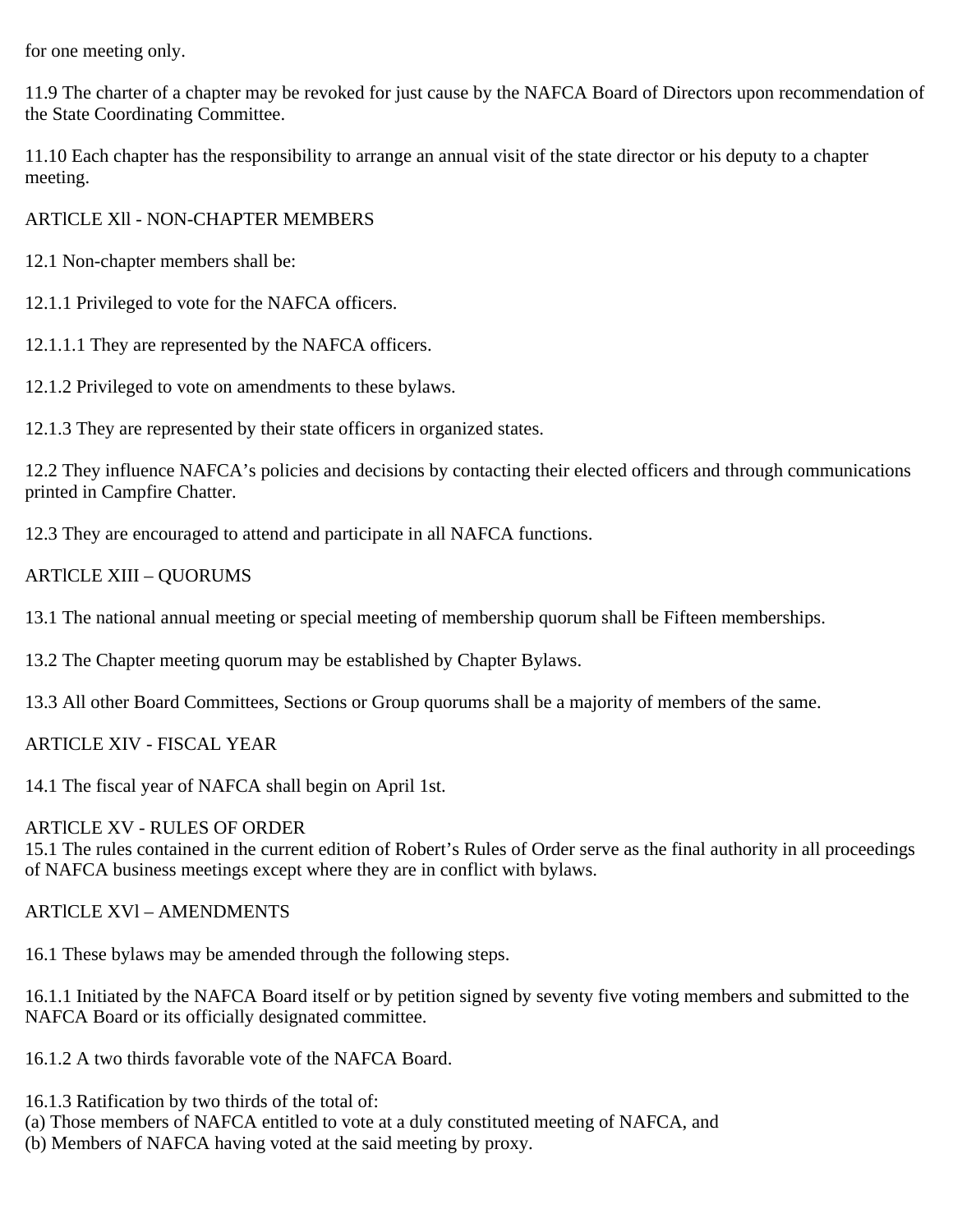for one meeting only.

11.9 The charter of a chapter may be revoked for just cause by the NAFCA Board of Directors upon recommendation of the State Coordinating Committee.

11.10 Each chapter has the responsibility to arrange an annual visit of the state director or his deputy to a chapter meeting.

## ARTlCLE Xll - NON-CHAPTER MEMBERS

12.1 Non-chapter members shall be:

12.1.1 Privileged to vote for the NAFCA officers.

12.1.1.1 They are represented by the NAFCA officers.

12.1.2 Privileged to vote on amendments to these bylaws.

12.1.3 They are represented by their state officers in organized states.

12.2 They influence NAFCA's policies and decisions by contacting their elected officers and through communications printed in Campfire Chatter.

12.3 They are encouraged to attend and participate in all NAFCA functions.

## ARTlCLE XIII – QUORUMS

13.1 The national annual meeting or special meeting of membership quorum shall be Fifteen memberships.

13.2 The Chapter meeting quorum may be established by Chapter Bylaws.

13.3 All other Board Committees, Sections or Group quorums shall be a majority of members of the same.

## ARTICLE XIV - FISCAL YEAR

14.1 The fiscal year of NAFCA shall begin on April 1st.

## ARTlCLE XV - RULES OF ORDER

15.1 The rules contained in the current edition of Robert's Rules of Order serve as the final authority in all proceedings of NAFCA business meetings except where they are in conflict with bylaws.

## ARTlCLE XVl – AMENDMENTS

16.1 These bylaws may be amended through the following steps.

16.1.1 Initiated by the NAFCA Board itself or by petition signed by seventy five voting members and submitted to the NAFCA Board or its officially designated committee.

16.1.2 A two thirds favorable vote of the NAFCA Board.

16.1.3 Ratification by two thirds of the total of:
(a) Those members of NAFCA entitled to vote at a duly constituted meeting of NAFCA, and
(b) Members of NAFCA having voted at the said meeting by proxy.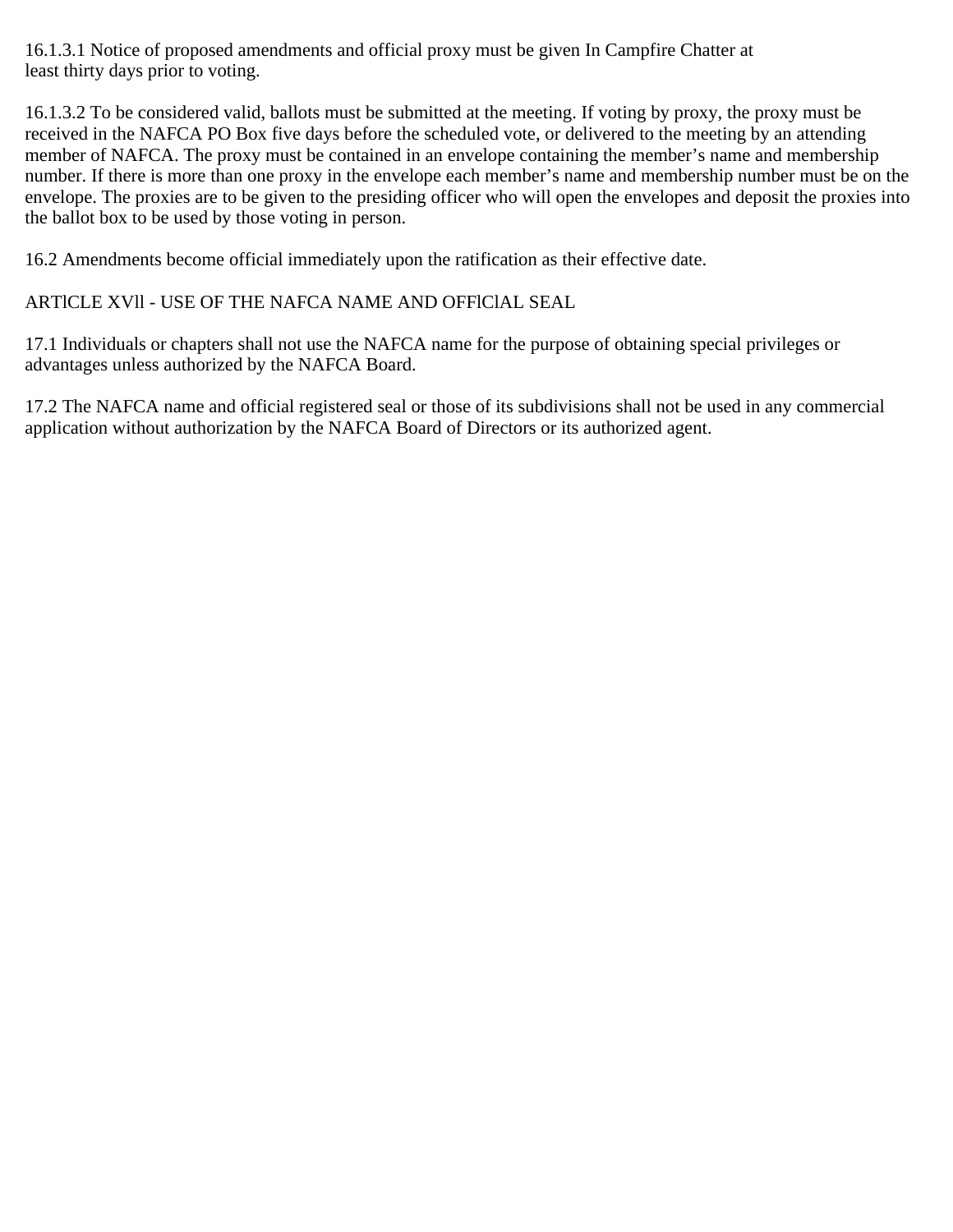16.1.3.1 Notice of proposed amendments and official proxy must be given In Campfire Chatter at least thirty days prior to voting.

16.1.3.2 To be considered valid, ballots must be submitted at the meeting. If voting by proxy, the proxy must be received in the NAFCA PO Box five days before the scheduled vote, or delivered to the meeting by an attending member of NAFCA. The proxy must be contained in an envelope containing the member's name and membership number. If there is more than one proxy in the envelope each member's name and membership number must be on the envelope. The proxies are to be given to the presiding officer who will open the envelopes and deposit the proxies into the ballot box to be used by those voting in person.

16.2 Amendments become official immediately upon the ratification as their effective date.

## ARTlCLE XVll - USE OF THE NAFCA NAME AND OFFlClAL SEAL

17.1 Individuals or chapters shall not use the NAFCA name for the purpose of obtaining special privileges or advantages unless authorized by the NAFCA Board.

17.2 The NAFCA name and official registered seal or those of its subdivisions shall not be used in any commercial application without authorization by the NAFCA Board of Directors or its authorized agent.